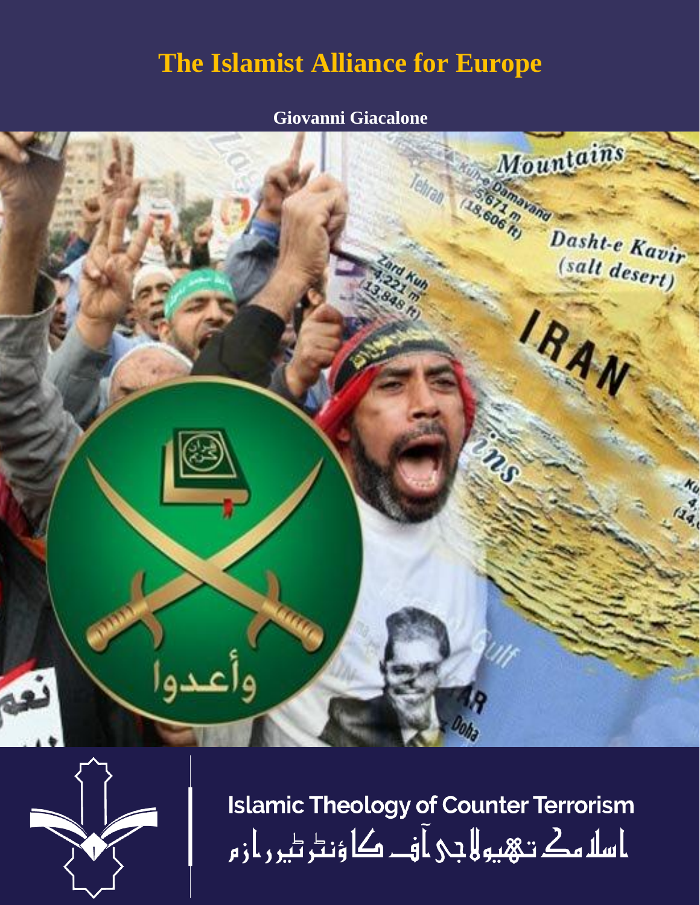# The Islamist Alliance for Europe

**Giovanni Giacalone**

Islamic Theology of Counter Terrorism

اسلامک تھیولاجی آف کاؤنٹر ٹیررازم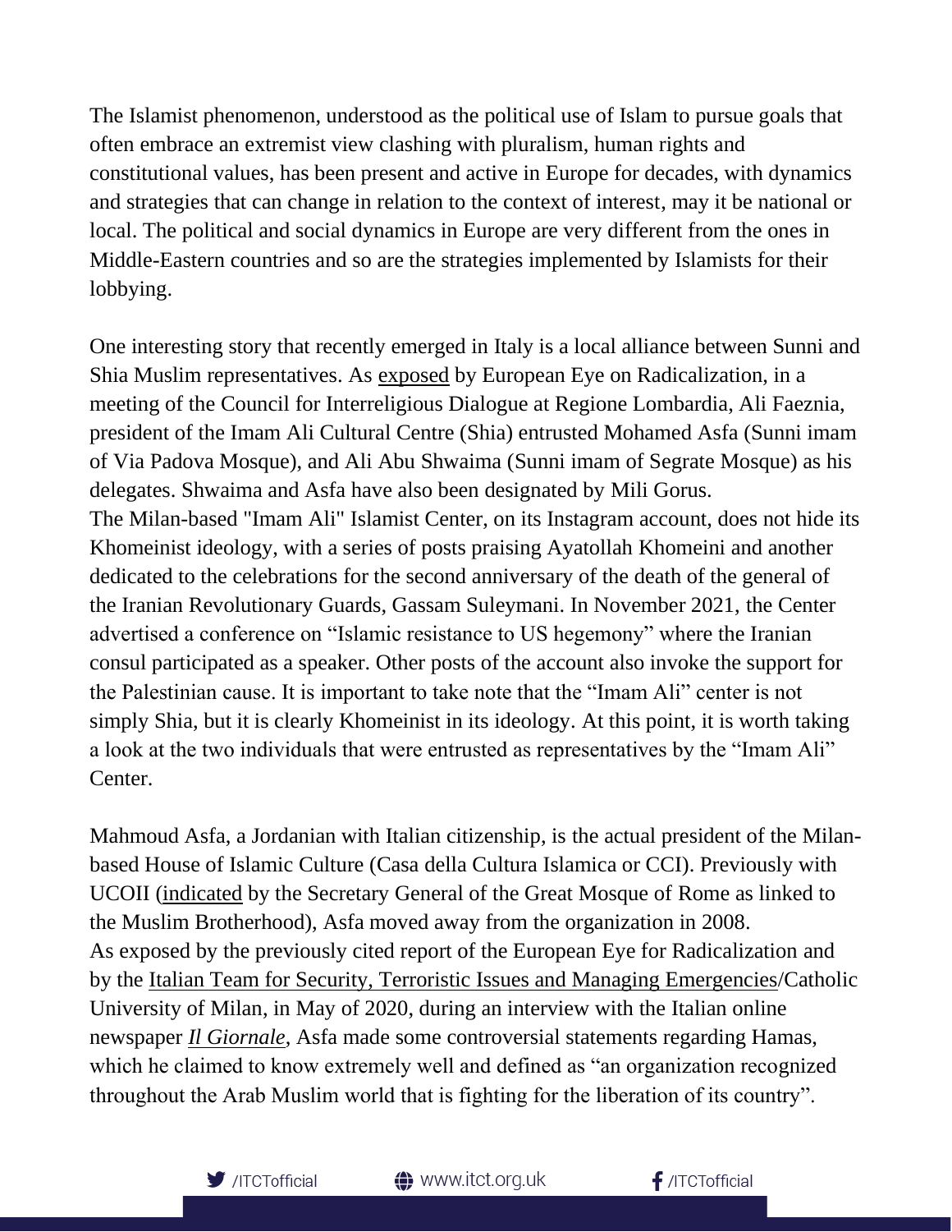The Islamist phenomenon, understood as the political use of Islam to pursue goals that often embrace an extremist view clashing with pluralism, human rights and constitutional values, has been present and active in Europe for decades, with dynamics and strategies that can change in relation to the context of interest, may it be national or local. The political and social dynamics in Europe are very different from the ones in Middle-Eastern countries and so are the strategies implemented by Islamists for their lobbying.

One interesting story that recently emerged in Italy is a local alliance between Sunni and Shia Muslim representatives. As exposed by European Eye on Radicalization, in a meeting of the Council for Interreligious Dialogue at Regione Lombardia, Ali Faeznia, president of the Imam Ali Cultural Centre (Shia) entrusted Mohamed Asfa (Sunni imam of Via Padova Mosque), and Ali Abu Shwaima (Sunni imam of Segrate Mosque) as his delegates. Shwaima and Asfa have also been designated by Mili Gorus.
The Milan-based "Imam Ali" Islamist Center, on its Instagram account, does not hide its Khomeinist ideology, with a series of posts praising Ayatollah Khomeini and another dedicated to the celebrations for the second anniversary of the death of the general of the Iranian Revolutionary Guards, Gassam Suleymani. In November 2021, the Center advertised a conference on "Islamic resistance to US hegemony" where the Iranian consul participated as a speaker. Other posts of the account also invoke the support for the Palestinian cause. It is important to take note that the "Imam Ali" center is not simply Shia, but it is clearly Khomeinist in its ideology. At this point, it is worth taking a look at the two individuals that were entrusted as representatives by the "Imam Ali" Center.

Mahmoud Asfa, a Jordanian with Italian citizenship, is the actual president of the Milan-based House of Islamic Culture (Casa della Cultura Islamica or CCI). Previously with UCOII (indicated by the Secretary General of the Great Mosque of Rome as linked to the Muslim Brotherhood), Asfa moved away from the organization in 2008.
As exposed by the previously cited report of the European Eye for Radicalization and by the Italian Team for Security, Terroristic Issues and Managing Emergencies/Catholic University of Milan, in May of 2020, during an interview with the Italian online newspaper *Il Giornale*, Asfa made some controversial statements regarding Hamas, which he claimed to know extremely well and defined as "an organization recognized throughout the Arab Muslim world that is fighting for the liberation of its country".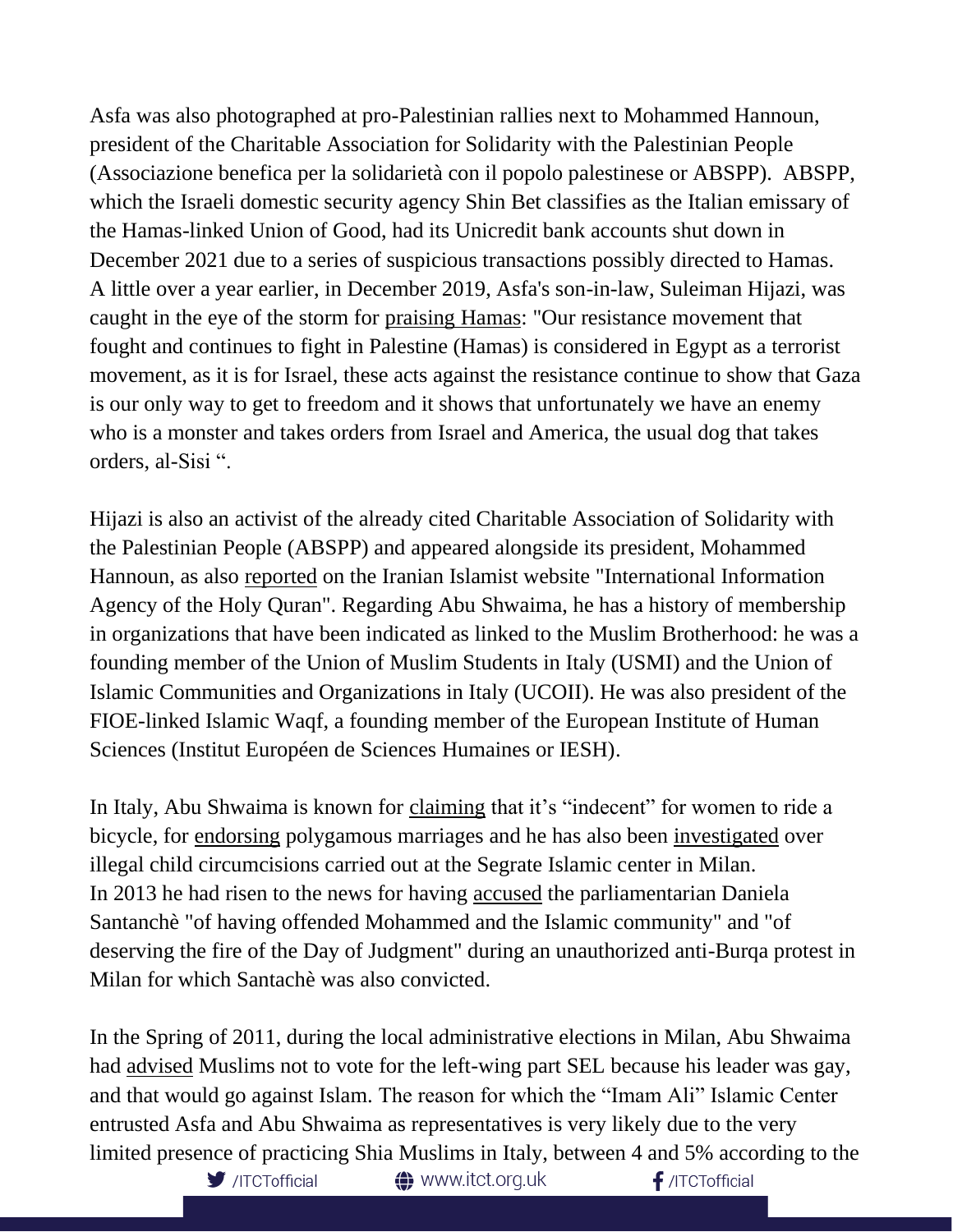Asfa was also photographed at pro-Palestinian rallies next to Mohammed Hannoun, president of the Charitable Association for Solidarity with the Palestinian People (Associazione benefica per la solidarietà con il popolo palestinese or ABSPP). ABSPP, which the Israeli domestic security agency Shin Bet classifies as the Italian emissary of the Hamas-linked Union of Good, had its Unicredit bank accounts shut down in December 2021 due to a series of suspicious transactions possibly directed to Hamas. A little over a year earlier, in December 2019, Asfa's son-in-law, Suleiman Hijazi, was caught in the eye of the storm for praising Hamas: "Our resistance movement that fought and continues to fight in Palestine (Hamas) is considered in Egypt as a terrorist movement, as it is for Israel, these acts against the resistance continue to show that Gaza is our only way to get to freedom and it shows that unfortunately we have an enemy who is a monster and takes orders from Israel and America, the usual dog that takes orders, al-Sisi ".

Hijazi is also an activist of the already cited Charitable Association of Solidarity with the Palestinian People (ABSPP) and appeared alongside its president, Mohammed Hannoun, as also reported on the Iranian Islamist website "International Information Agency of the Holy Quran". Regarding Abu Shwaima, he has a history of membership in organizations that have been indicated as linked to the Muslim Brotherhood: he was a founding member of the Union of Muslim Students in Italy (USMI) and the Union of Islamic Communities and Organizations in Italy (UCOII). He was also president of the FIOE-linked Islamic Waqf, a founding member of the European Institute of Human Sciences (Institut Européen de Sciences Humaines or IESH).

In Italy, Abu Shwaima is known for claiming that it's "indecent" for women to ride a bicycle, for endorsing polygamous marriages and he has also been investigated over illegal child circumcisions carried out at the Segrate Islamic center in Milan. In 2013 he had risen to the news for having accused the parliamentarian Daniela Santanchè "of having offended Mohammed and the Islamic community" and "of deserving the fire of the Day of Judgment" during an unauthorized anti-Burqa protest in Milan for which Santachè was also convicted.

In the Spring of 2011, during the local administrative elections in Milan, Abu Shwaima had advised Muslims not to vote for the left-wing part SEL because his leader was gay, and that would go against Islam. The reason for which the "Imam Ali" Islamic Center entrusted Asfa and Abu Shwaima as representatives is very likely due to the very limited presence of practicing Shia Muslims in Italy, between 4 and 5% according to the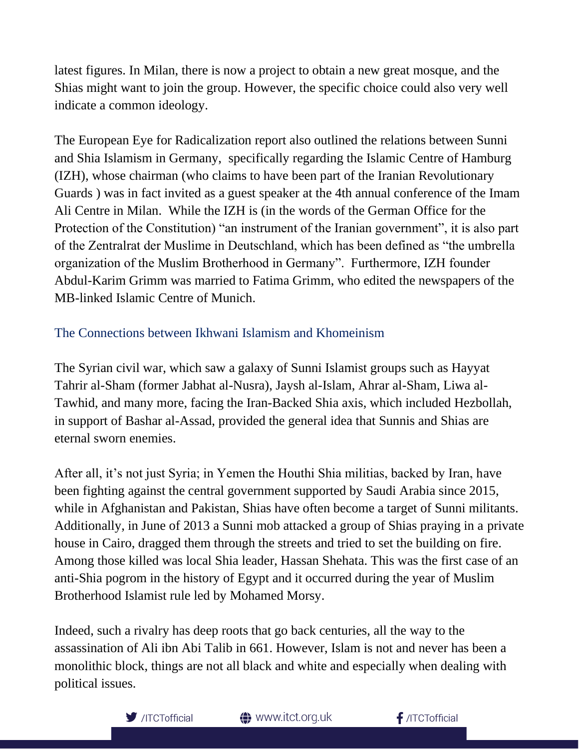latest figures. In Milan, there is now a project to obtain a new great mosque, and the Shias might want to join the group. However, the specific choice could also very well indicate a common ideology.

The European Eye for Radicalization report also outlined the relations between Sunni and Shia Islamism in Germany, specifically regarding the Islamic Centre of Hamburg (IZH), whose chairman (who claims to have been part of the Iranian Revolutionary Guards ) was in fact invited as a guest speaker at the 4th annual conference of the Imam Ali Centre in Milan. While the IZH is (in the words of the German Office for the Protection of the Constitution) "an instrument of the Iranian government", it is also part of the Zentralrat der Muslime in Deutschland, which has been defined as "the umbrella organization of the Muslim Brotherhood in Germany". Furthermore, IZH founder Abdul-Karim Grimm was married to Fatima Grimm, who edited the newspapers of the MB-linked Islamic Centre of Munich.

## The Connections between Ikhwani Islamism and Khomeinism

The Syrian civil war, which saw a galaxy of Sunni Islamist groups such as Hayyat Tahrir al-Sham (former Jabhat al-Nusra), Jaysh al-Islam, Ahrar al-Sham, Liwa al-Tawhid, and many more, facing the Iran-Backed Shia axis, which included Hezbollah, in support of Bashar al-Assad, provided the general idea that Sunnis and Shias are eternal sworn enemies.

After all, it's not just Syria; in Yemen the Houthi Shia militias, backed by Iran, have been fighting against the central government supported by Saudi Arabia since 2015, while in Afghanistan and Pakistan, Shias have often become a target of Sunni militants. Additionally, in June of 2013 a Sunni mob attacked a group of Shias praying in a private house in Cairo, dragged them through the streets and tried to set the building on fire. Among those killed was local Shia leader, Hassan Shehata. This was the first case of an anti-Shia pogrom in the history of Egypt and it occurred during the year of Muslim Brotherhood Islamist rule led by Mohamed Morsy.

Indeed, such a rivalry has deep roots that go back centuries, all the way to the assassination of Ali ibn Abi Talib in 661. However, Islam is not and never has been a monolithic block, things are not all black and white and especially when dealing with political issues.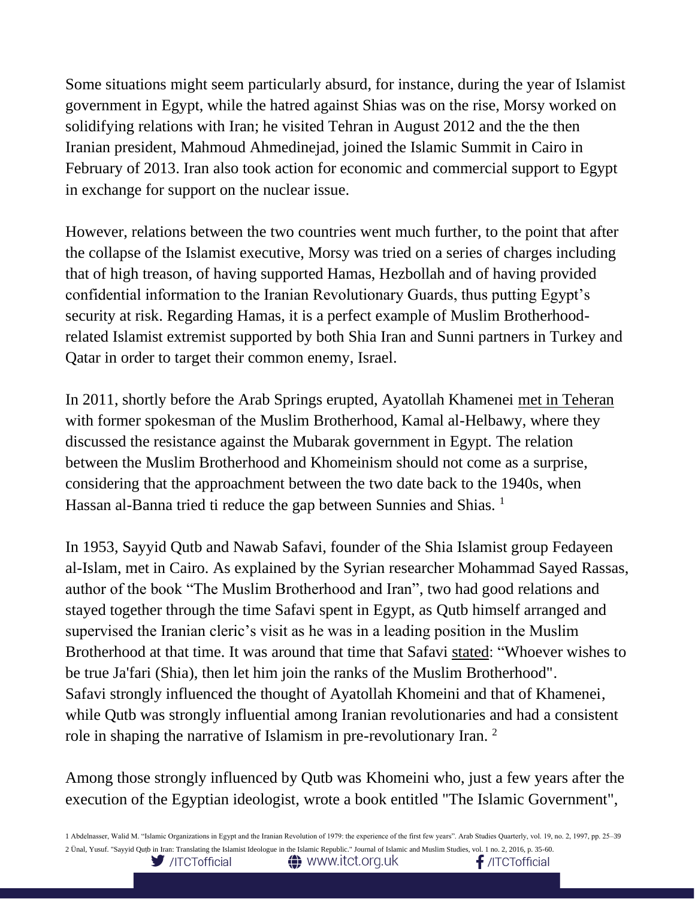Some situations might seem particularly absurd, for instance, during the year of Islamist government in Egypt, while the hatred against Shias was on the rise, Morsy worked on solidifying relations with Iran; he visited Tehran in August 2012 and the the then Iranian president, Mahmoud Ahmedinejad, joined the Islamic Summit in Cairo in February of 2013. Iran also took action for economic and commercial support to Egypt in exchange for support on the nuclear issue.

However, relations between the two countries went much further, to the point that after the collapse of the Islamist executive, Morsy was tried on a series of charges including that of high treason, of having supported Hamas, Hezbollah and of having provided confidential information to the Iranian Revolutionary Guards, thus putting Egypt's security at risk. Regarding Hamas, it is a perfect example of Muslim Brotherhood-related Islamist extremist supported by both Shia Iran and Sunni partners in Turkey and Qatar in order to target their common enemy, Israel.

In 2011, shortly before the Arab Springs erupted, Ayatollah Khamenei met in Teheran with former spokesman of the Muslim Brotherhood, Kamal al-Helbawy, where they discussed the resistance against the Mubarak government in Egypt. The relation between the Muslim Brotherhood and Khomeinism should not come as a surprise, considering that the approachment between the two date back to the 1940s, when Hassan al-Banna tried ti reduce the gap between Sunnies and Shias. [1]

In 1953, Sayyid Qutb and Nawab Safavi, founder of the Shia Islamist group Fedayeen al-Islam, met in Cairo. As explained by the Syrian researcher Mohammad Sayed Rassas, author of the book "The Muslim Brotherhood and Iran", two had good relations and stayed together through the time Safavi spent in Egypt, as Qutb himself arranged and supervised the Iranian cleric's visit as he was in a leading position in the Muslim Brotherhood at that time. It was around that time that Safavi stated: "Whoever wishes to be true Ja'fari (Shia), then let him join the ranks of the Muslim Brotherhood". Safavi strongly influenced the thought of Ayatollah Khomeini and that of Khamenei, while Qutb was strongly influential among Iranian revolutionaries and had a consistent role in shaping the narrative of Islamism in pre-revolutionary Iran. [2]

Among those strongly influenced by Qutb was Khomeini who, just a few years after the execution of the Egyptian ideologist, wrote a book entitled "The Islamic Government",

1 Abdelnasser, Walid M. "Islamic Organizations in Egypt and the Iranian Revolution of 1979: the experience of the first few years". Arab Studies Quarterly, vol. 19, no. 2, 1997, pp. 25–39

2 Ünal, Yusuf. "Sayyid Quṭb in Iran: Translating the Islamist Ideologue in the Islamic Republic." Journal of Islamic and Muslim Studies, vol. 1 no. 2, 2016, p. 35-60.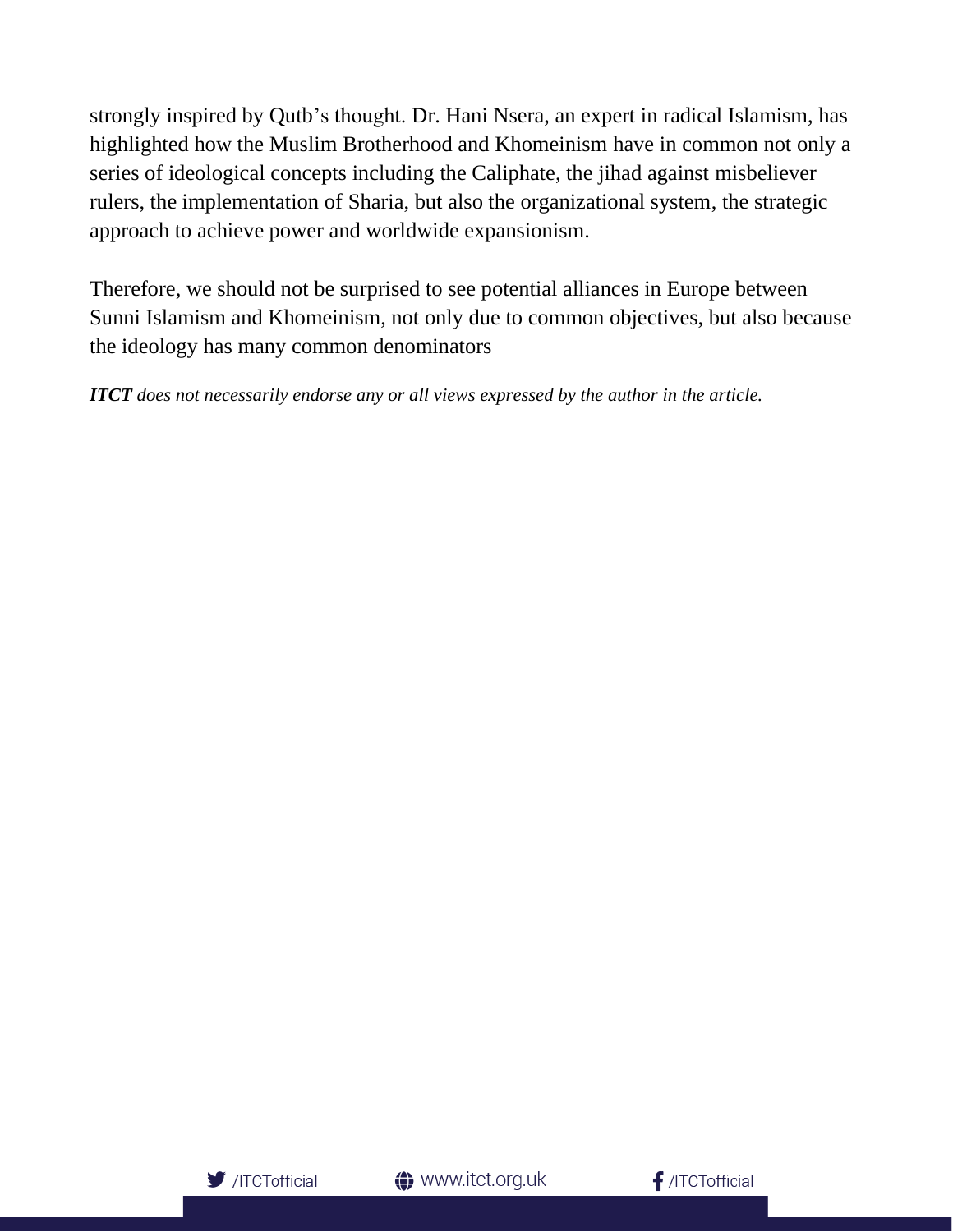strongly inspired by Qutb's thought. Dr. Hani Nsera, an expert in radical Islamism, has highlighted how the Muslim Brotherhood and Khomeinism have in common not only a series of ideological concepts including the Caliphate, the jihad against misbeliever rulers, the implementation of Sharia, but also the organizational system, the strategic approach to achieve power and worldwide expansionism.

Therefore, we should not be surprised to see potential alliances in Europe between Sunni Islamism and Khomeinism, not only due to common objectives, but also because the ideology has many common denominators

***ITCT** does not necessarily endorse any or all views expressed by the author in the article.*